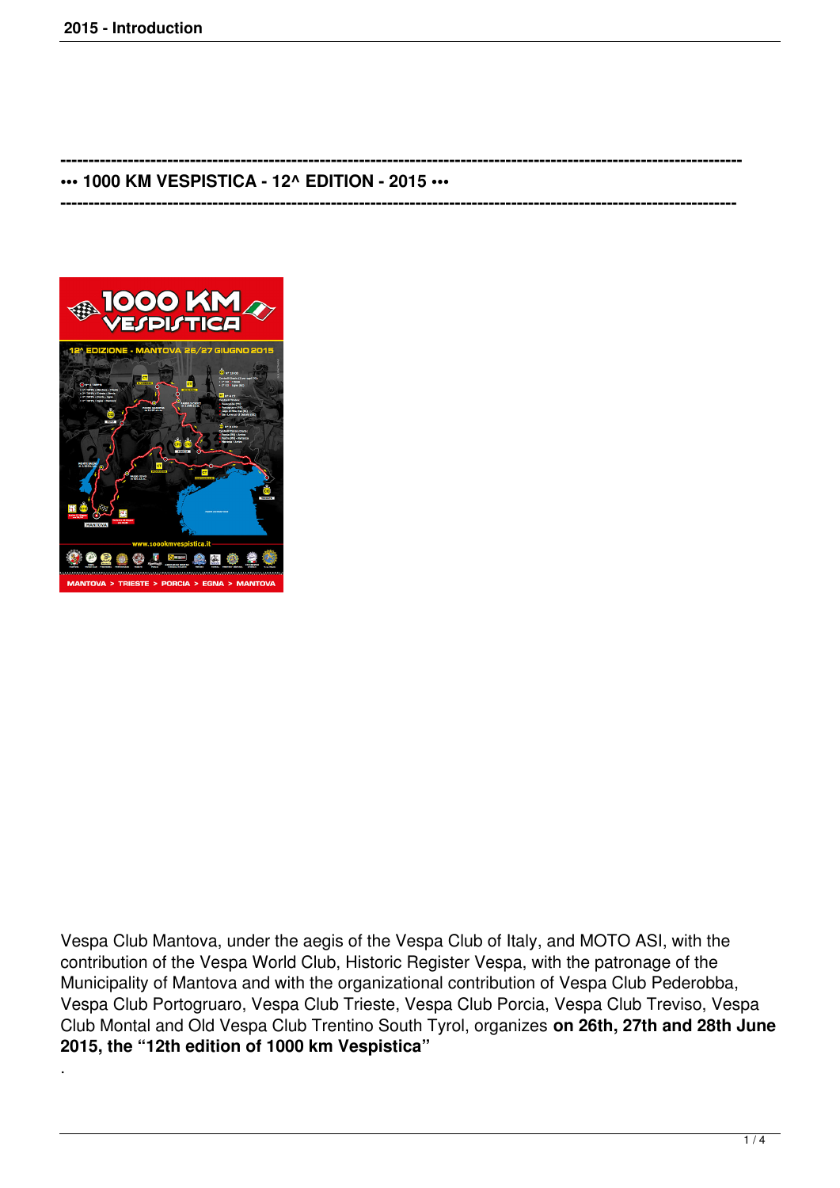---

# ••• 1000 KM VESPISTICA - 12^ EDITION - 2015 •••

---

Vespa Club Mantova, under the aegis of the Vespa Club of Italy, and MOTO ASI, with the contribution of the Vespa World Club, Historic Register Vespa, with the patronage of the Municipality of Mantova and with the organizational contribution of Vespa Club Pederobba, Vespa Club Portogruaro, Vespa Club Trieste, Vespa Club Porcia, Vespa Club Treviso, Vespa Club Montal and Old Vespa Club Trentino South Tyrol, organizes **on 26th, 27th and 28th June 2015, the "12th edition of 1000 km Vespistica"**

.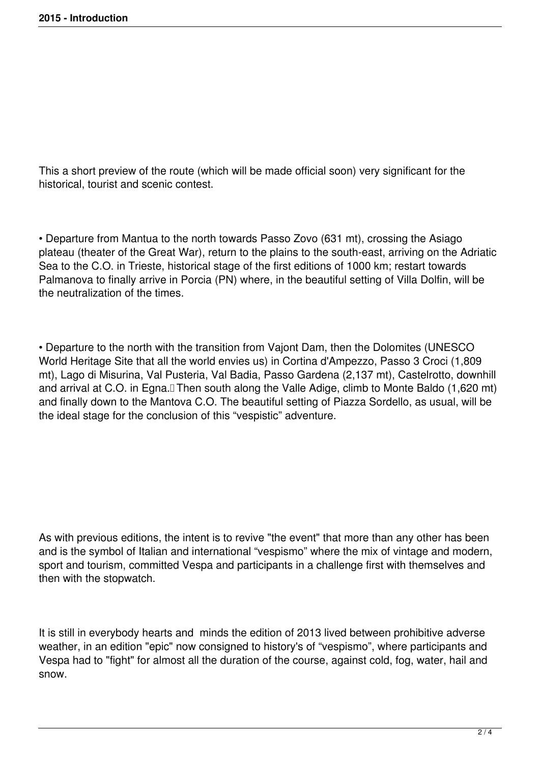This a short preview of the route (which will be made official soon) very significant for the historical, tourist and scenic contest.

• Departure from Mantua to the north towards Passo Zovo (631 mt), crossing the Asiago plateau (theater of the Great War), return to the plains to the south-east, arriving on the Adriatic Sea to the C.O. in Trieste, historical stage of the first editions of 1000 km; restart towards Palmanova to finally arrive in Porcia (PN) where, in the beautiful setting of Villa Dolfin, will be the neutralization of the times.

• Departure to the north with the transition from Vajont Dam, then the Dolomites (UNESCO World Heritage Site that all the world envies us) in Cortina d'Ampezzo, Passo 3 Croci (1,809 mt), Lago di Misurina, Val Pusteria, Val Badia, Passo Gardena (2,137 mt), Castelrotto, downhill and arrival at C.O. in Egna. Then south along the Valle Adige, climb to Monte Baldo (1,620 mt) and finally down to the Mantova C.O. The beautiful setting of Piazza Sordello, as usual, will be the ideal stage for the conclusion of this “vespistic” adventure.

As with previous editions, the intent is to revive "the event" that more than any other has been and is the symbol of Italian and international “vespismo” where the mix of vintage and modern, sport and tourism, committed Vespa and participants in a challenge first with themselves and then with the stopwatch.

It is still in everybody hearts and minds the edition of 2013 lived between prohibitive adverse weather, in an edition "epic" now consigned to history's of “vespismo”, where participants and Vespa had to "fight" for almost all the duration of the course, against cold, fog, water, hail and snow.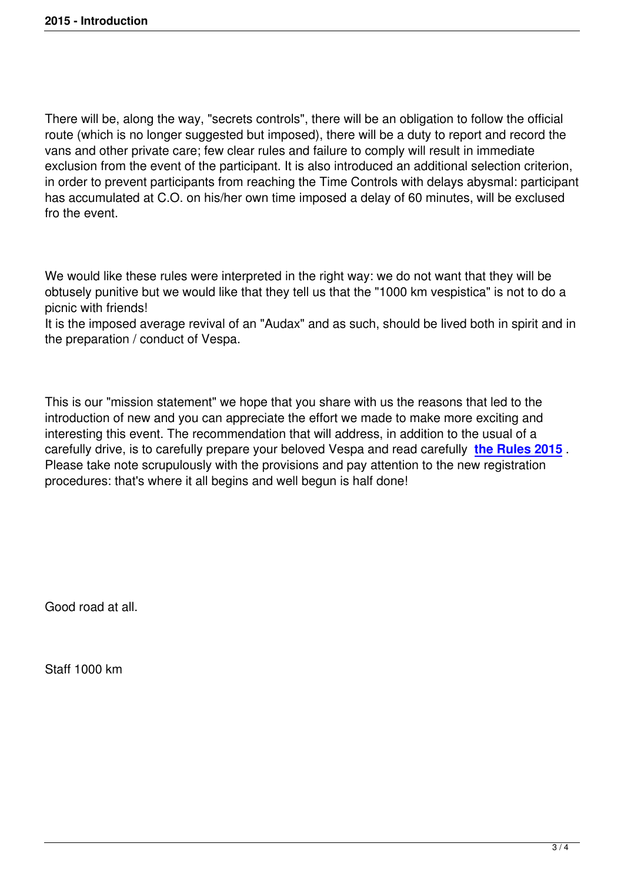There will be, along the way, "secrets controls", there will be an obligation to follow the official route (which is no longer suggested but imposed), there will be a duty to report and record the vans and other private care; few clear rules and failure to comply will result in immediate exclusion from the event of the participant. It is also introduced an additional selection criterion, in order to prevent participants from reaching the Time Controls with delays abysmal: participant has accumulated at C.O. on his/her own time imposed a delay of 60 minutes, will be exclused fro the event.

We would like these rules were interpreted in the right way: we do not want that they will be obtusely punitive but we would like that they tell us that the "1000 km vespistica" is not to do a picnic with friends!
It is the imposed average revival of an "Audax" and as such, should be lived both in spirit and in the preparation / conduct of Vespa.

This is our "mission statement" we hope that you share with us the reasons that led to the introduction of new and you can appreciate the effort we made to make more exciting and interesting this event. The recommendation that will address, in addition to the usual of a carefully drive, is to carefully prepare your beloved Vespa and read carefully **the Rules 2015** . Please take note scrupulously with the provisions and pay attention to the new registration procedures: that's where it all begins and well begun is half done!

Good road at all.

Staff 1000 km